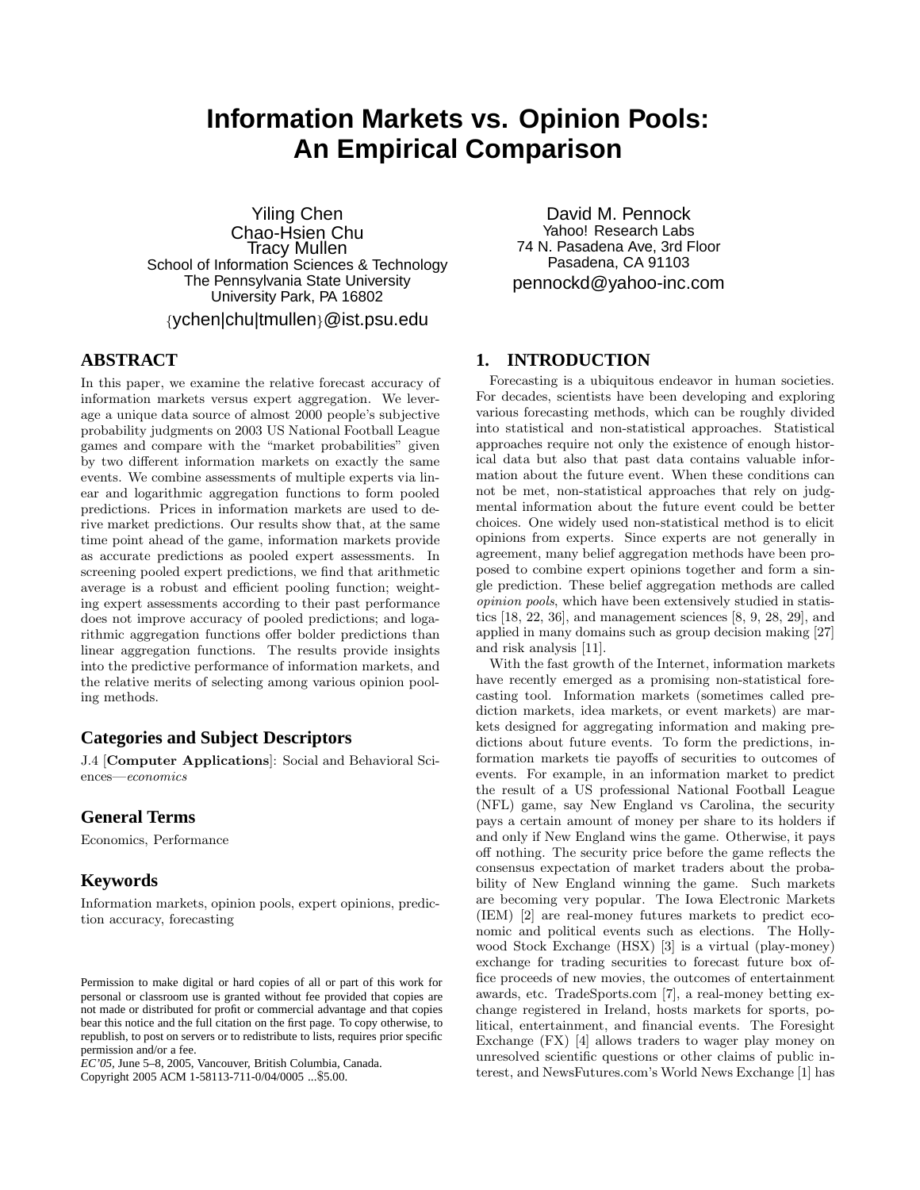# Information Markets vs. Opinion Pools: An Empirical Comparison

Yiling Chen
Chao-Hsien Chu
Tracy Mullen
School of Information Sciences & Technology
The Pennsylvania State University
University Park, PA 16802
{ychen|chu|tmullen}@ist.psu.edu

David M. Pennock
Yahoo! Research Labs
74 N. Pasadena Ave, 3rd Floor
Pasadena, CA 91103
pennockd@yahoo-inc.com

## ABSTRACT

In this paper, we examine the relative forecast accuracy of information markets versus expert aggregation. We leverage a unique data source of almost 2000 people's subjective probability judgments on 2003 US National Football League games and compare with the "market probabilities" given by two different information markets on exactly the same events. We combine assessments of multiple experts via linear and logarithmic aggregation functions to form pooled predictions. Prices in information markets are used to derive market predictions. Our results show that, at the same time point ahead of the game, information markets provide as accurate predictions as pooled expert assessments. In screening pooled expert predictions, we find that arithmetic average is a robust and efficient pooling function; weighting expert assessments according to their past performance does not improve accuracy of pooled predictions; and logarithmic aggregation functions offer bolder predictions than linear aggregation functions. The results provide insights into the predictive performance of information markets, and the relative merits of selecting among various opinion pooling methods.

### Categories and Subject Descriptors

J.4 [**Computer Applications**]: Social and Behavioral Sciences—*economics*

### General Terms

Economics, Performance

### Keywords

Information markets, opinion pools, expert opinions, prediction accuracy, forecasting

Permission to make digital or hard copies of all or part of this work for personal or classroom use is granted without fee provided that copies are not made or distributed for profit or commercial advantage and that copies bear this notice and the full citation on the first page. To copy otherwise, to republish, to post on servers or to redistribute to lists, requires prior specific permission and/or a fee.
*EC'05,* June 5–8, 2005, Vancouver, British Columbia, Canada.
Copyright 2005 ACM 1-58113-711-0/04/0005 ...$5.00.

## 1. INTRODUCTION

Forecasting is a ubiquitous endeavor in human societies. For decades, scientists have been developing and exploring various forecasting methods, which can be roughly divided into statistical and non-statistical approaches. Statistical approaches require not only the existence of enough historical data but also that past data contains valuable information about the future event. When these conditions can not be met, non-statistical approaches that rely on judgmental information about the future event could be better choices. One widely used non-statistical method is to elicit opinions from experts. Since experts are not generally in agreement, many belief aggregation methods have been proposed to combine expert opinions together and form a single prediction. These belief aggregation methods are called *opinion pools*, which have been extensively studied in statistics [18, 22, 36], and management sciences [8, 9, 28, 29], and applied in many domains such as group decision making [27] and risk analysis [11].

With the fast growth of the Internet, information markets have recently emerged as a promising non-statistical forecasting tool. Information markets (sometimes called prediction markets, idea markets, or event markets) are markets designed for aggregating information and making predictions about future events. To form the predictions, information markets tie payoffs of securities to outcomes of events. For example, in an information market to predict the result of a US professional National Football League (NFL) game, say New England vs Carolina, the security pays a certain amount of money per share to its holders if and only if New England wins the game. Otherwise, it pays off nothing. The security price before the game reflects the consensus expectation of market traders about the probability of New England winning the game. Such markets are becoming very popular. The Iowa Electronic Markets (IEM) [2] are real-money futures markets to predict economic and political events such as elections. The Hollywood Stock Exchange (HSX) [3] is a virtual (play-money) exchange for trading securities to forecast future box office proceeds of new movies, the outcomes of entertainment awards, etc. TradeSports.com [7], a real-money betting exchange registered in Ireland, hosts markets for sports, political, entertainment, and financial events. The Foresight Exchange (FX) [4] allows traders to wager play money on unresolved scientific questions or other claims of public interest, and NewsFutures.com's World News Exchange [1] has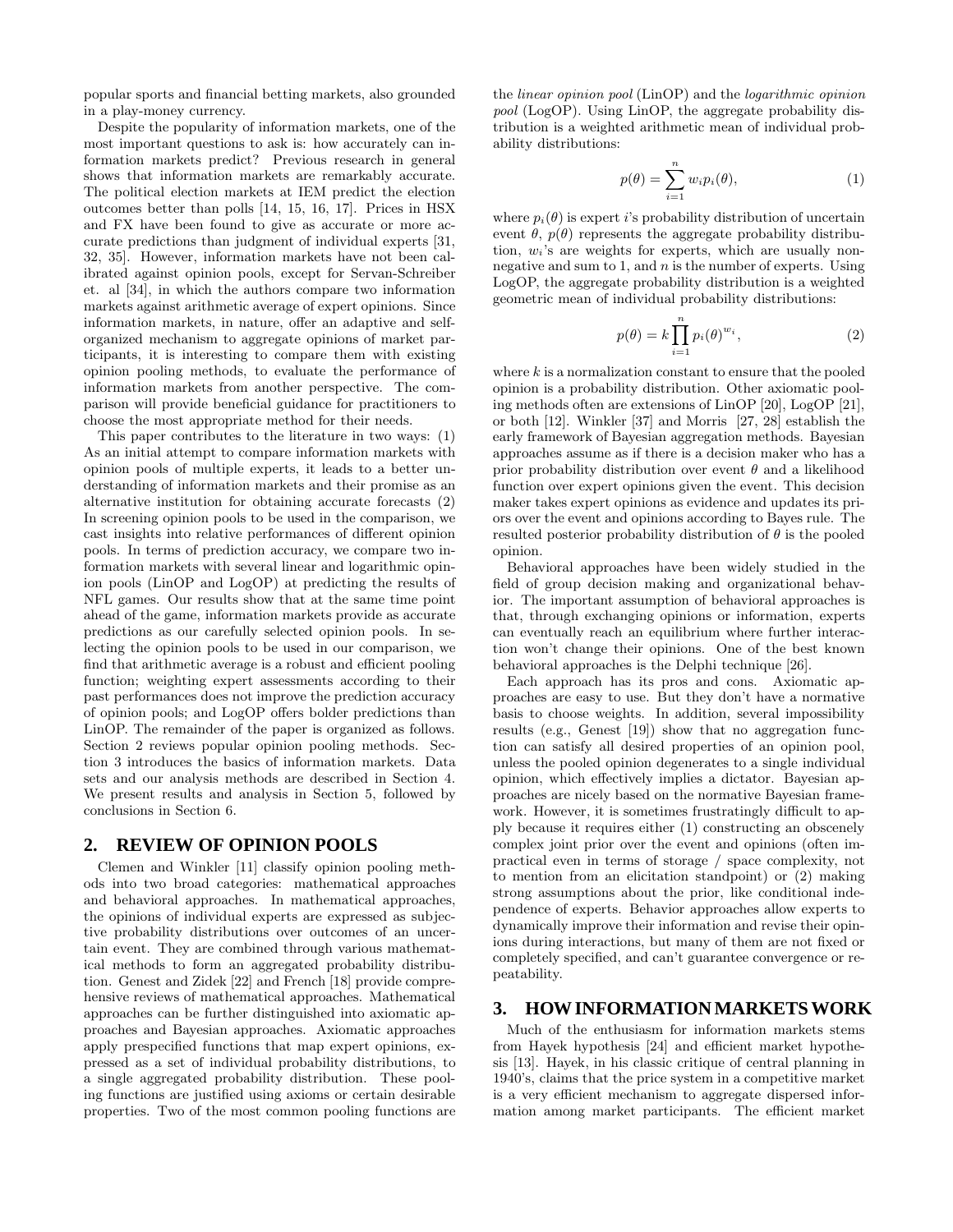popular sports and financial betting markets, also grounded in a play-money currency.

Despite the popularity of information markets, one of the most important questions to ask is: how accurately can information markets predict? Previous research in general shows that information markets are remarkably accurate. The political election markets at IEM predict the election outcomes better than polls [14, 15, 16, 17]. Prices in HSX and FX have been found to give as accurate or more accurate predictions than judgment of individual experts [31, 32, 35]. However, information markets have not been calibrated against opinion pools, except for Servan-Schreiber et. al [34], in which the authors compare two information markets against arithmetic average of expert opinions. Since information markets, in nature, offer an adaptive and self-organized mechanism to aggregate opinions of market participants, it is interesting to compare them with existing opinion pooling methods, to evaluate the performance of information markets from another perspective. The comparison will provide beneficial guidance for practitioners to choose the most appropriate method for their needs.

This paper contributes to the literature in two ways: (1) As an initial attempt to compare information markets with opinion pools of multiple experts, it leads to a better understanding of information markets and their promise as an alternative institution for obtaining accurate forecasts (2) In screening opinion pools to be used in the comparison, we cast insights into relative performances of different opinion pools. In terms of prediction accuracy, we compare two information markets with several linear and logarithmic opinion pools (LinOP and LogOP) at predicting the results of NFL games. Our results show that at the same time point ahead of the game, information markets provide as accurate predictions as our carefully selected opinion pools. In selecting the opinion pools to be used in our comparison, we find that arithmetic average is a robust and efficient pooling function; weighting expert assessments according to their past performances does not improve the prediction accuracy of opinion pools; and LogOP offers bolder predictions than LinOP. The remainder of the paper is organized as follows. Section 2 reviews popular opinion pooling methods. Section 3 introduces the basics of information markets. Data sets and our analysis methods are described in Section 4. We present results and analysis in Section 5, followed by conclusions in Section 6.

## 2. REVIEW OF OPINION POOLS

Clemen and Winkler [11] classify opinion pooling methods into two broad categories: mathematical approaches and behavioral approaches. In mathematical approaches, the opinions of individual experts are expressed as subjective probability distributions over outcomes of an uncertain event. They are combined through various mathematical methods to form an aggregated probability distribution. Genest and Zidek [22] and French [18] provide comprehensive reviews of mathematical approaches. Mathematical approaches can be further distinguished into axiomatic approaches and Bayesian approaches. Axiomatic approaches apply prespecified functions that map expert opinions, expressed as a set of individual probability distributions, to a single aggregated probability distribution. These pooling functions are justified using axioms or certain desirable properties. Two of the most common pooling functions are the *linear opinion pool* (LinOP) and the *logarithmic opinion pool* (LogOP). Using LinOP, the aggregate probability distribution is a weighted arithmetic mean of individual probability distributions:

$$p(\theta) = \sum_{i=1}^{n} w_i p_i(\theta), \tag{1}$$

where $p_i(\theta)$ is expert $i$'s probability distribution of uncertain event $\theta$, $p(\theta)$ represents the aggregate probability distribution, $w_i$'s are weights for experts, which are usually nonnegative and sum to 1, and $n$ is the number of experts. Using LogOP, the aggregate probability distribution is a weighted geometric mean of individual probability distributions:

$$p(\theta) = k \prod_{i=1}^{n} p_i(\theta)^{w_i}, \tag{2}$$

where $k$ is a normalization constant to ensure that the pooled opinion is a probability distribution. Other axiomatic pooling methods often are extensions of LinOP [20], LogOP [21], or both [12]. Winkler [37] and Morris [27, 28] establish the early framework of Bayesian aggregation methods. Bayesian approaches assume as if there is a decision maker who has a prior probability distribution over event $\theta$ and a likelihood function over expert opinions given the event. This decision maker takes expert opinions as evidence and updates its priors over the event and opinions according to Bayes rule. The resulted posterior probability distribution of $\theta$ is the pooled opinion.

Behavioral approaches have been widely studied in the field of group decision making and organizational behavior. The important assumption of behavioral approaches is that, through exchanging opinions or information, experts can eventually reach an equilibrium where further interaction won't change their opinions. One of the best known behavioral approaches is the Delphi technique [26].

Each approach has its pros and cons. Axiomatic approaches are easy to use. But they don't have a normative basis to choose weights. In addition, several impossibility results (e.g., Genest [19]) show that no aggregation function can satisfy all desired properties of an opinion pool, unless the pooled opinion degenerates to a single individual opinion, which effectively implies a dictator. Bayesian approaches are nicely based on the normative Bayesian framework. However, it is sometimes frustratingly difficult to apply because it requires either (1) constructing an obscenely complex joint prior over the event and opinions (often impractical even in terms of storage / space complexity, not to mention from an elicitation standpoint) or (2) making strong assumptions about the prior, like conditional independence of experts. Behavior approaches allow experts to dynamically improve their information and revise their opinions during interactions, but many of them are not fixed or completely specified, and can't guarantee convergence or repeatability.

## 3. HOW INFORMATION MARKETS WORK

Much of the enthusiasm for information markets stems from Hayek hypothesis [24] and efficient market hypothesis [13]. Hayek, in his classic critique of central planning in 1940's, claims that the price system in a competitive market is a very efficient mechanism to aggregate dispersed information among market participants. The efficient market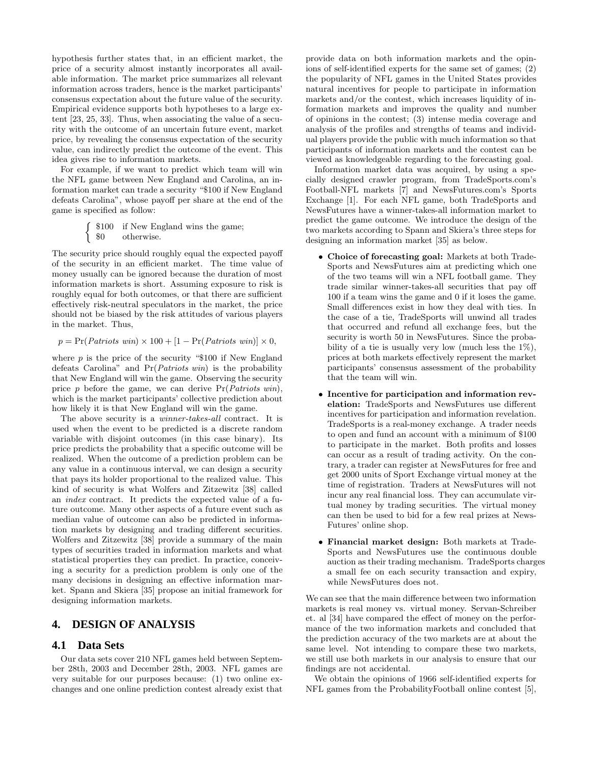hypothesis further states that, in an efficient market, the price of a security almost instantly incorporates all available information. The market price summarizes all relevant information across traders, hence is the market participants' consensus expectation about the future value of the security. Empirical evidence supports both hypotheses to a large extent [23, 25, 33]. Thus, when associating the value of a security with the outcome of an uncertain future event, market price, by revealing the consensus expectation of the security value, can indirectly predict the outcome of the event. This idea gives rise to information markets.

For example, if we want to predict which team will win the NFL game between New England and Carolina, an information market can trade a security "\$100 if New England defeats Carolina", whose payoff per share at the end of the game is specified as follow:

$$\begin{cases} \$100 & \text{if New England wins the game;} \\ \$0 & \text{otherwise.} \end{cases}$$

The security price should roughly equal the expected payoff of the security in an efficient market. The time value of money usually can be ignored because the duration of most information markets is short. Assuming exposure to risk is roughly equal for both outcomes, or that there are sufficient effectively risk-neutral speculators in the market, the price should not be biased by the risk attitudes of various players in the market. Thus,

$$p = \Pr(\textit{Patriots win}) \times 100 + [1 - \Pr(\textit{Patriots win})] \times 0,$$

where $p$ is the price of the security "\$100 if New England defeats Carolina" and $\Pr(\textit{Patriots win})$ is the probability that New England will win the game. Observing the security price $p$ before the game, we can derive $\Pr(\textit{Patriots win})$, which is the market participants' collective prediction about how likely it is that New England will win the game.

The above security is a *winner-takes-all* contract. It is used when the event to be predicted is a discrete random variable with disjoint outcomes (in this case binary). Its price predicts the probability that a specific outcome will be realized. When the outcome of a prediction problem can be any value in a continuous interval, we can design a security that pays its holder proportional to the realized value. This kind of security is what Wolfers and Zitzewitz [38] called an *index* contract. It predicts the expected value of a future outcome. Many other aspects of a future event such as median value of outcome can also be predicted in information markets by designing and trading different securities. Wolfers and Zitzewitz [38] provide a summary of the main types of securities traded in information markets and what statistical properties they can predict. In practice, conceiving a security for a prediction problem is only one of the many decisions in designing an effective information market. Spann and Skiera [35] propose an initial framework for designing information markets.

## 4. DESIGN OF ANALYSIS

### 4.1 Data Sets

Our data sets cover 210 NFL games held between September 28th, 2003 and December 28th, 2003. NFL games are very suitable for our purposes because: (1) two online exchanges and one online prediction contest already exist that provide data on both information markets and the opinions of self-identified experts for the same set of games; (2) the popularity of NFL games in the United States provides natural incentives for people to participate in information markets and/or the contest, which increases liquidity of information markets and improves the quality and number of opinions in the contest; (3) intense media coverage and analysis of the profiles and strengths of teams and individual players provide the public with much information so that participants of information markets and the contest can be viewed as knowledgeable regarding to the forecasting goal.

Information market data was acquired, by using a specially designed crawler program, from TradeSports.com's Football-NFL markets [7] and NewsFutures.com's Sports Exchange [1]. For each NFL game, both TradeSports and NewsFutures have a winner-takes-all information market to predict the game outcome. We introduce the design of the two markets according to Spann and Skiera's three steps for designing an information market [35] as below.

- **Choice of forecasting goal:** Markets at both TradeSports and NewsFutures aim at predicting which one of the two teams will win a NFL football game. They trade similar winner-takes-all securities that pay off 100 if a team wins the game and 0 if it loses the game. Small differences exist in how they deal with ties. In the case of a tie, TradeSports will unwind all trades that occurred and refund all exchange fees, but the security is worth 50 in NewsFutures. Since the probability of a tie is usually very low (much less the 1%), prices at both markets effectively represent the market participants' consensus assessment of the probability that the team will win.
- **Incentive for participation and information revelation:** TradeSports and NewsFutures use different incentives for participation and information revelation. TradeSports is a real-money exchange. A trader needs to open and fund an account with a minimum of \$100 to participate in the market. Both profits and losses can occur as a result of trading activity. On the contrary, a trader can register at NewsFutures for free and get 2000 units of Sport Exchange virtual money at the time of registration. Traders at NewsFutures will not incur any real financial loss. They can accumulate virtual money by trading securities. The virtual money can then be used to bid for a few real prizes at NewsFutures' online shop.
- **Financial market design:** Both markets at TradeSports and NewsFutures use the continuous double auction as their trading mechanism. TradeSports charges a small fee on each security transaction and expiry, while NewsFutures does not.

We can see that the main difference between two information markets is real money vs. virtual money. Servan-Schreiber et. al [34] have compared the effect of money on the performance of the two information markets and concluded that the prediction accuracy of the two markets are at about the same level. Not intending to compare these two markets, we still use both markets in our analysis to ensure that our findings are not accidental.

We obtain the opinions of 1966 self-identified experts for NFL games from the ProbabilityFootball online contest [5],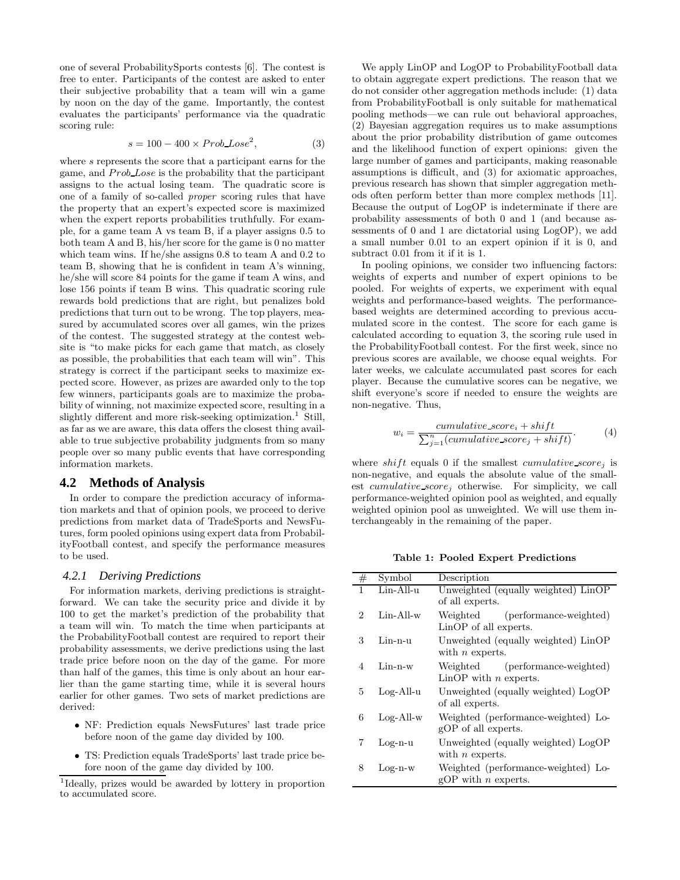one of several ProbabilitySports contests [6]. The contest is free to enter. Participants of the contest are asked to enter their subjective probability that a team will win a game by noon on the day of the game. Importantly, the contest evaluates the participants' performance via the quadratic scoring rule:

$$s = 100 - 400 \times Prob\_Lose^2, \tag{3}$$

where $s$ represents the score that a participant earns for the game, and $Prob\_Lose$ is the probability that the participant assigns to the actual losing team. The quadratic score is one of a family of so-called *proper* scoring rules that have the property that an expert's expected score is maximized when the expert reports probabilities truthfully. For example, for a game team A vs team B, if a player assigns 0.5 to both team A and B, his/her score for the game is 0 no matter which team wins. If he/she assigns 0.8 to team A and 0.2 to team B, showing that he is confident in team A's winning, he/she will score 84 points for the game if team A wins, and lose 156 points if team B wins. This quadratic scoring rule rewards bold predictions that are right, but penalizes bold predictions that turn out to be wrong. The top players, measured by accumulated scores over all games, win the prizes of the contest. The suggested strategy at the contest website is "to make picks for each game that match, as closely as possible, the probabilities that each team will win". This strategy is correct if the participant seeks to maximize expected score. However, as prizes are awarded only to the top few winners, participants goals are to maximize the probability of winning, not maximize expected score, resulting in a slightly different and more risk-seeking optimization.[1] Still, as far as we are aware, this data offers the closest thing available to true subjective probability judgments from so many people over so many public events that have corresponding information markets.

## 4.2 Methods of Analysis

In order to compare the prediction accuracy of information markets and that of opinion pools, we proceed to derive predictions from market data of TradeSports and NewsFutures, form pooled opinions using expert data from ProbabilityFootball contest, and specify the performance measures to be used.

### 4.2.1 Deriving Predictions

For information markets, deriving predictions is straightforward. We can take the security price and divide it by 100 to get the market's prediction of the probability that a team will win. To match the time when participants at the ProbabilityFootball contest are required to report their probability assessments, we derive predictions using the last trade price before noon on the day of the game. For more than half of the games, this time is only about an hour earlier than the game starting time, while it is several hours earlier for other games. Two sets of market predictions are derived:

- NF: Prediction equals NewsFutures' last trade price before noon of the game day divided by 100.
- TS: Prediction equals TradeSports' last trade price before noon of the game day divided by 100.

[1]Ideally, prizes would be awarded by lottery in proportion to accumulated score.

We apply LinOP and LogOP to ProbabilityFootball data to obtain aggregate expert predictions. The reason that we do not consider other aggregation methods include: (1) data from ProbabilityFootball is only suitable for mathematical pooling methods—we can rule out behavioral approaches, (2) Bayesian aggregation requires us to make assumptions about the prior probability distribution of game outcomes and the likelihood function of expert opinions: given the large number of games and participants, making reasonable assumptions is difficult, and (3) for axiomatic approaches, previous research has shown that simpler aggregation methods often perform better than more complex methods [11]. Because the output of LogOP is indeterminate if there are probability assessments of both 0 and 1 (and because assessments of 0 and 1 are dictatorial using LogOP), we add a small number 0.01 to an expert opinion if it is 0, and subtract 0.01 from it if it is 1.

In pooling opinions, we consider two influencing factors: weights of experts and number of expert opinions to be pooled. For weights of experts, we experiment with equal weights and performance-based weights. The performance-based weights are determined according to previous accumulated score in the contest. The score for each game is calculated according to equation 3, the scoring rule used in the ProbabilityFootball contest. For the first week, since no previous scores are available, we choose equal weights. For later weeks, we calculate accumulated past scores for each player. Because the cumulative scores can be negative, we shift everyone's score if needed to ensure the weights are non-negative. Thus,

$$w_i = \frac{cumulative\_score_i + shift}{\sum_{j=1}^{n}(cumulative\_score_j + shift)}. \tag{4}$$

where $shift$ equals 0 if the smallest $cumulative\_score_j$ is non-negative, and equals the absolute value of the smallest $cumulative\_score_j$ otherwise. For simplicity, we call performance-weighted opinion pool as weighted, and equally weighted opinion pool as unweighted. We will use them interchangeably in the remaining of the paper.

**Table 1: Pooled Expert Predictions**

| # | Symbol | Description |
|---|---|---|
| 1 | Lin-All-u | Unweighted (equally weighted) LinOP of all experts. |
| 2 | Lin-All-w | Weighted (performance-weighted) LinOP of all experts. |
| 3 | Lin-n-u | Unweighted (equally weighted) LinOP with $n$ experts. |
| 4 | Lin-n-w | Weighted (performance-weighted) LinOP with $n$ experts. |
| 5 | Log-All-u | Unweighted (equally weighted) LogOP of all experts. |
| 6 | Log-All-w | Weighted (performance-weighted) LogOP of all experts. |
| 7 | Log-n-u | Unweighted (equally weighted) LogOP with $n$ experts. |
| 8 | Log-n-w | Weighted (performance-weighted) LogOP with $n$ experts. |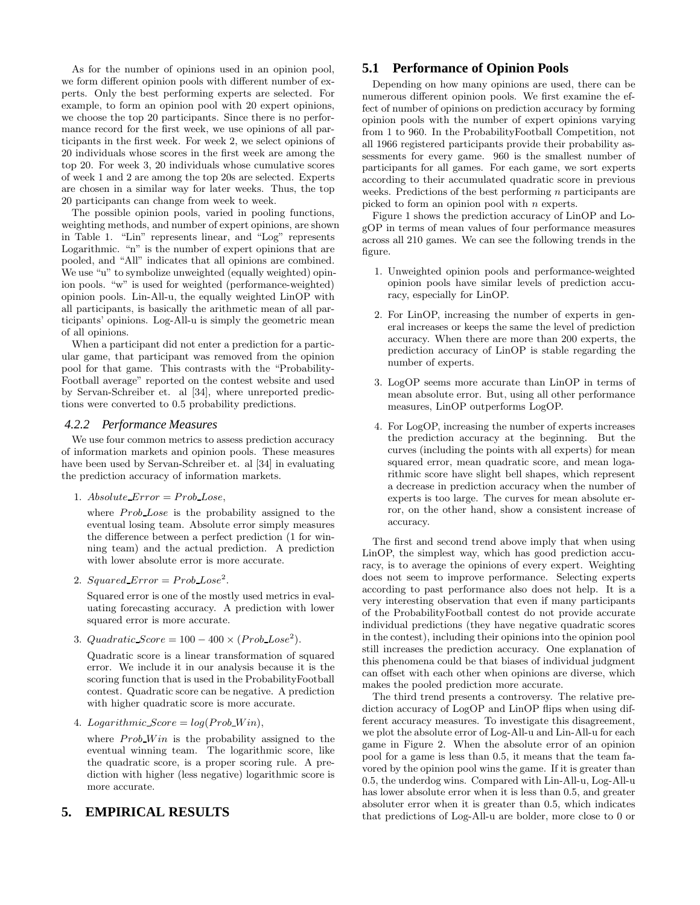As for the number of opinions used in an opinion pool, we form different opinion pools with different number of experts. Only the best performing experts are selected. For example, to form an opinion pool with 20 expert opinions, we choose the top 20 participants. Since there is no performance record for the first week, we use opinions of all participants in the first week. For week 2, we select opinions of 20 individuals whose scores in the first week are among the top 20. For week 3, 20 individuals whose cumulative scores of week 1 and 2 are among the top 20s are selected. Experts are chosen in a similar way for later weeks. Thus, the top 20 participants can change from week to week.

The possible opinion pools, varied in pooling functions, weighting methods, and number of expert opinions, are shown in Table 1. "Lin" represents linear, and "Log" represents Logarithmic. "n" is the number of expert opinions that are pooled, and "All" indicates that all opinions are combined. We use "u" to symbolize unweighted (equally weighted) opinion pools. "w" is used for weighted (performance-weighted) opinion pools. Lin-All-u, the equally weighted LinOP with all participants, is basically the arithmetic mean of all participants' opinions. Log-All-u is simply the geometric mean of all opinions.

When a participant did not enter a prediction for a particular game, that participant was removed from the opinion pool for that game. This contrasts with the "ProbabilityFootball average" reported on the contest website and used by Servan-Schreiber et. al [34], where unreported predictions were converted to 0.5 probability predictions.

### 4.2.2 Performance Measures

We use four common metrics to assess prediction accuracy of information markets and opinion pools. These measures have been used by Servan-Schreiber et. al [34] in evaluating the prediction accuracy of information markets.

1. $Absolute\_Error = Prob\_Lose$,

   where $Prob\_Lose$ is the probability assigned to the eventual losing team. Absolute error simply measures the difference between a perfect prediction (1 for winning team) and the actual prediction. A prediction with lower absolute error is more accurate.

2. $Squared\_Error = Prob\_Lose^2$.

   Squared error is one of the mostly used metrics in evaluating forecasting accuracy. A prediction with lower squared error is more accurate.

3. $Quadratic\_Score = 100 - 400 \times (Prob\_Lose^2)$.

   Quadratic score is a linear transformation of squared error. We include it in our analysis because it is the scoring function that is used in the ProbabilityFootball contest. Quadratic score can be negative. A prediction with higher quadratic score is more accurate.

4. $Logarithmic\_Score = log(Prob\_Win)$,

   where $Prob\_Win$ is the probability assigned to the eventual winning team. The logarithmic score, like the quadratic score, is a proper scoring rule. A prediction with higher (less negative) logarithmic score is more accurate.

## 5. EMPIRICAL RESULTS

### 5.1 Performance of Opinion Pools

Depending on how many opinions are used, there can be numerous different opinion pools. We first examine the effect of number of opinions on prediction accuracy by forming opinion pools with the number of expert opinions varying from 1 to 960. In the ProbabilityFootball Competition, not all 1966 registered participants provide their probability assessments for every game. 960 is the smallest number of participants for all games. For each game, we sort experts according to their accumulated quadratic score in previous weeks. Predictions of the best performing $n$ participants are picked to form an opinion pool with $n$ experts.

Figure 1 shows the prediction accuracy of LinOP and LogOP in terms of mean values of four performance measures across all 210 games. We can see the following trends in the figure.

1. Unweighted opinion pools and performance-weighted opinion pools have similar levels of prediction accuracy, especially for LinOP.

2. For LinOP, increasing the number of experts in general increases or keeps the same the level of prediction accuracy. When there are more than 200 experts, the prediction accuracy of LinOP is stable regarding the number of experts.

3. LogOP seems more accurate than LinOP in terms of mean absolute error. But, using all other performance measures, LinOP outperforms LogOP.

4. For LogOP, increasing the number of experts increases the prediction accuracy at the beginning. But the curves (including the points with all experts) for mean squared error, mean quadratic score, and mean logarithmic score have slight bell shapes, which represent a decrease in prediction accuracy when the number of experts is too large. The curves for mean absolute error, on the other hand, show a consistent increase of accuracy.

The first and second trend above imply that when using LinOP, the simplest way, which has good prediction accuracy, is to average the opinions of every expert. Weighting does not seem to improve performance. Selecting experts according to past performance also does not help. It is a very interesting observation that even if many participants of the ProbabilityFootball contest do not provide accurate individual predictions (they have negative quadratic scores in the contest), including their opinions into the opinion pool still increases the prediction accuracy. One explanation of this phenomena could be that biases of individual judgment can offset with each other when opinions are diverse, which makes the pooled prediction more accurate.

The third trend presents a controversy. The relative prediction accuracy of LogOP and LinOP flips when using different accuracy measures. To investigate this disagreement, we plot the absolute error of Log-All-u and Lin-All-u for each game in Figure 2. When the absolute error of an opinion pool for a game is less than 0.5, it means that the team favored by the opinion pool wins the game. If it is greater than 0.5, the underdog wins. Compared with Lin-All-u, Log-All-u has lower absolute error when it is less than 0.5, and greater absoluter error when it is greater than 0.5, which indicates that predictions of Log-All-u are bolder, more close to 0 or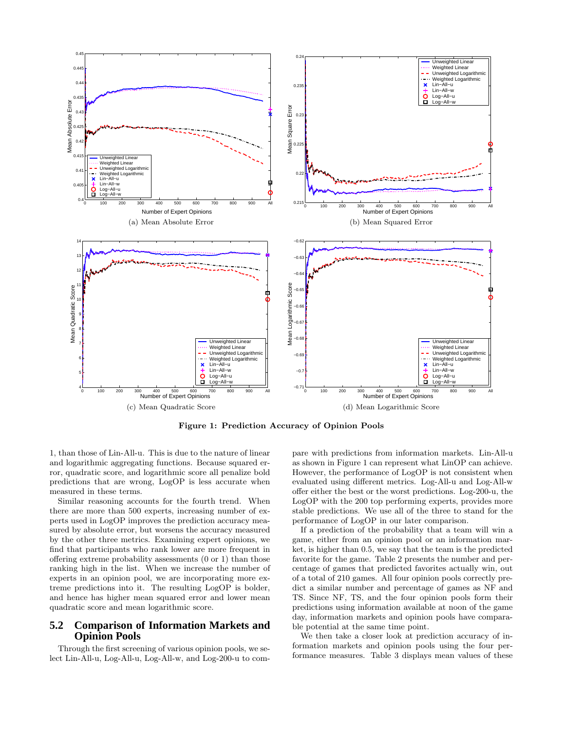(a) Mean Absolute Error

(b) Mean Squared Error

(c) Mean Quadratic Score

(d) Mean Logarithmic Score

**Figure 1: Prediction Accuracy of Opinion Pools**

1, than those of Lin-All-u. This is due to the nature of linear and logarithmic aggregating functions. Because squared error, quadratic score, and logarithmic score all penalize bold predictions that are wrong, LogOP is less accurate when measured in these terms.

Similar reasoning accounts for the fourth trend. When there are more than 500 experts, increasing number of experts used in LogOP improves the prediction accuracy measured by absolute error, but worsens the accuracy measured by the other three metrics. Examining expert opinions, we find that participants who rank lower are more frequent in offering extreme probability assessments (0 or 1) than those ranking high in the list. When we increase the number of experts in an opinion pool, we are incorporating more extreme predictions into it. The resulting LogOP is bolder, and hence has higher mean squared error and lower mean quadratic score and mean logarithmic score.

## 5.2 Comparison of Information Markets and Opinion Pools

Through the first screening of various opinion pools, we select Lin-All-u, Log-All-u, Log-All-w, and Log-200-u to compare with predictions from information markets. Lin-All-u as shown in Figure 1 can represent what LinOP can achieve. However, the performance of LogOP is not consistent when evaluated using different metrics. Log-All-u and Log-All-w offer either the best or the worst predictions. Log-200-u, the LogOP with the 200 top performing experts, provides more stable predictions. We use all of the three to stand for the performance of LogOP in our later comparison.

If a prediction of the probability that a team will win a game, either from an opinion pool or an information market, is higher than 0.5, we say that the team is the predicted favorite for the game. Table 2 presents the number and percentage of games that predicted favorites actually win, out of a total of 210 games. All four opinion pools correctly predict a similar number and percentage of games as NF and TS. Since NF, TS, and the four opinion pools form their predictions using information available at noon of the game day, information markets and opinion pools have comparable potential at the same time point.

We then take a closer look at prediction accuracy of information markets and opinion pools using the four performance measures. Table 3 displays mean values of these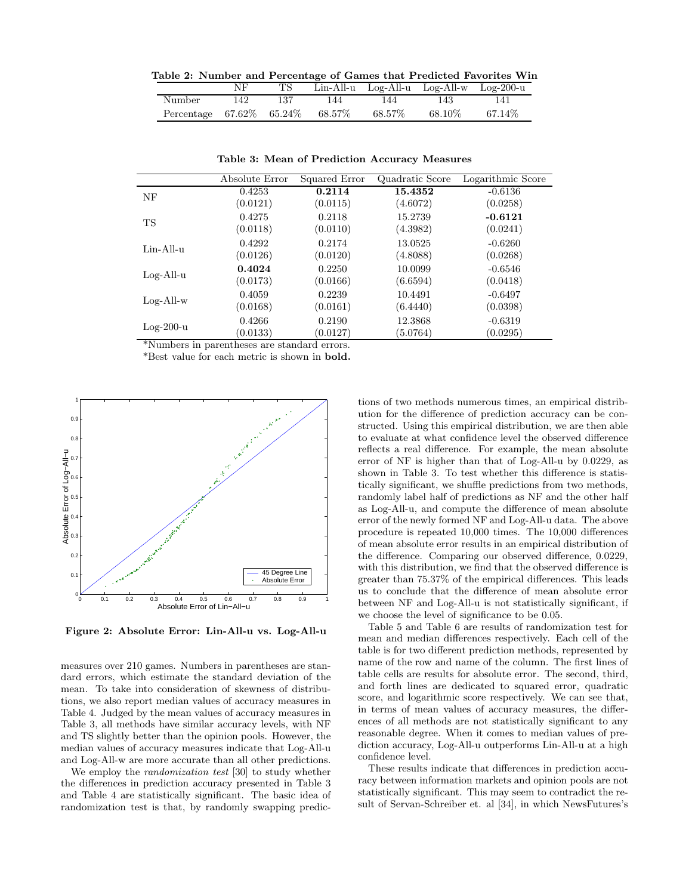**Table 2: Number and Percentage of Games that Predicted Favorites Win**

| | NF | TS | Lin-All-u | Log-All-u | Log-All-w | Log-200-u |
|---|---|---|---|---|---|---|
| Number | 142 | 137 | 144 | 144 | 143 | 141 |
| Percentage | 67.62% | 65.24% | 68.57% | 68.57% | 68.10% | 67.14% |

**Table 3: Mean of Prediction Accuracy Measures**

| | Absolute Error | Squared Error | Quadratic Score | Logarithmic Score |
|---|---|---|---|---|
| NF | 0.4253<br>(0.0121) | **0.2114**<br>(0.0115) | **15.4352**<br>(4.6072) | -0.6136<br>(0.0258) |
| TS | 0.4275<br>(0.0118) | 0.2118<br>(0.0110) | 15.2739<br>(4.3982) | **-0.6121**<br>(0.0241) |
| Lin-All-u | 0.4292<br>(0.0126) | 0.2174<br>(0.0120) | 13.0525<br>(4.8088) | -0.6260<br>(0.0268) |
| Log-All-u | **0.4024**<br>(0.0173) | 0.2250<br>(0.0166) | 10.0099<br>(6.6594) | -0.6546<br>(0.0418) |
| Log-All-w | 0.4059<br>(0.0168) | 0.2239<br>(0.0161) | 10.4491<br>(6.4440) | -0.6497<br>(0.0398) |
| Log-200-u | 0.4266<br>(0.0133) | 0.2190<br>(0.0127) | 12.3868<br>(5.0764) | -0.6319<br>(0.0295) |

*Numbers in parentheses are standard errors.
*Best value for each metric is shown in **bold**.

**Figure 2: Absolute Error: Lin-All-u vs. Log-All-u**

measures over 210 games. Numbers in parentheses are standard errors, which estimate the standard deviation of the mean. To take into consideration of skewness of distributions, we also report median values of accuracy measures in Table 4. Judged by the mean values of accuracy measures in Table 3, all methods have similar accuracy levels, with NF and TS slightly better than the opinion pools. However, the median values of accuracy measures indicate that Log-All-u and Log-All-w are more accurate than all other predictions.

We employ the *randomization test* [30] to study whether the differences in prediction accuracy presented in Table 3 and Table 4 are statistically significant. The basic idea of randomization test is that, by randomly swapping predictions of two methods numerous times, an empirical distribution for the difference of prediction accuracy can be constructed. Using this empirical distribution, we are then able to evaluate at what confidence level the observed difference reflects a real difference. For example, the mean absolute error of NF is higher than that of Log-All-u by 0.0229, as shown in Table 3. To test whether this difference is statistically significant, we shuffle predictions from two methods, randomly label half of predictions as NF and the other half as Log-All-u, and compute the difference of mean absolute error of the newly formed NF and Log-All-u data. The above procedure is repeated 10,000 times. The 10,000 differences of mean absolute error results in an empirical distribution of the difference. Comparing our observed difference, 0.0229, with this distribution, we find that the observed difference is greater than 75.37% of the empirical differences. This leads us to conclude that the difference of mean absolute error between NF and Log-All-u is not statistically significant, if we choose the level of significance to be 0.05.

Table 5 and Table 6 are results of randomization test for mean and median differences respectively. Each cell of the table is for two different prediction methods, represented by name of the row and name of the column. The first lines of table cells are results for absolute error. The second, third, and forth lines are dedicated to squared error, quadratic score, and logarithmic score respectively. We can see that, in terms of mean values of accuracy measures, the differences of all methods are not statistically significant to any reasonable degree. When it comes to median values of prediction accuracy, Log-All-u outperforms Lin-All-u at a high confidence level.

These results indicate that differences in prediction accuracy between information markets and opinion pools are not statistically significant. This may seem to contradict the result of Servan-Schreiber et. al [34], in which NewsFutures's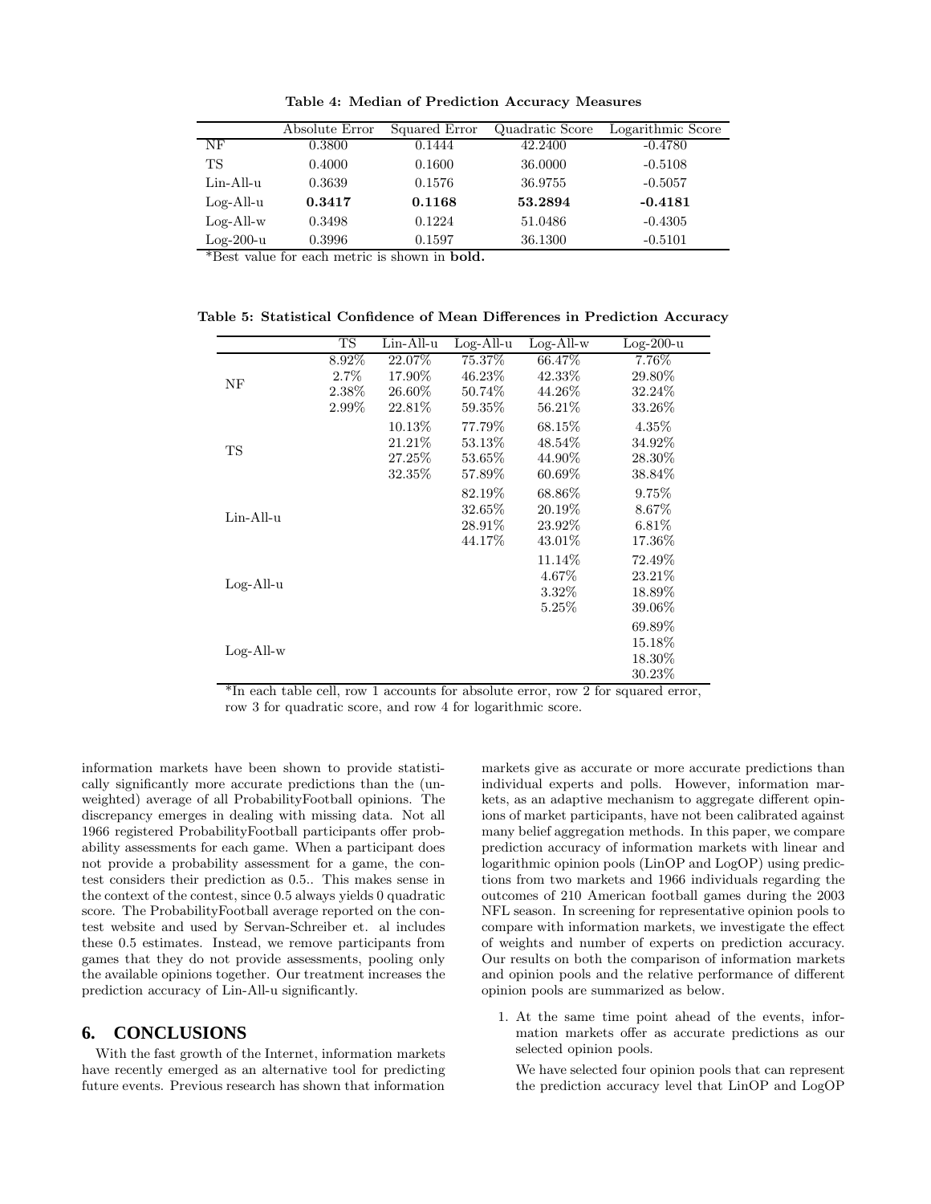**Table 4: Median of Prediction Accuracy Measures**

| | Absolute Error | Squared Error | Quadratic Score | Logarithmic Score |
|---|---|---|---|---|
| NF | 0.3800 | 0.1444 | 42.2400 | -0.4780 |
| TS | 0.4000 | 0.1600 | 36.0000 | -0.5108 |
| Lin-All-u | 0.3639 | 0.1576 | 36.9755 | -0.5057 |
| Log-All-u | **0.3417** | **0.1168** | **53.2894** | **-0.4181** |
| Log-All-w | 0.3498 | 0.1224 | 51.0486 | -0.4305 |
| Log-200-u | 0.3996 | 0.1597 | 36.1300 | -0.5101 |

*Best value for each metric is shown in **bold.**

**Table 5: Statistical Confidence of Mean Differences in Prediction Accuracy**

| | TS | Lin-All-u | Log-All-u | Log-All-w | Log-200-u |
|---|---|---|---|---|---|
| NF | 8.92%<br>2.7%<br>2.38%<br>2.99% | 22.07%<br>17.90%<br>26.60%<br>22.81% | 75.37%<br>46.23%<br>50.74%<br>59.35% | 66.47%<br>42.33%<br>44.26%<br>56.21% | 7.76%<br>29.80%<br>32.24%<br>33.26% |
| TS | | 10.13%<br>21.21%<br>27.25%<br>32.35% | 77.79%<br>53.13%<br>53.65%<br>57.89% | 68.15%<br>48.54%<br>44.90%<br>60.69% | 4.35%<br>34.92%<br>28.30%<br>38.84% |
| Lin-All-u | | | 82.19%<br>32.65%<br>28.91%<br>44.17% | 68.86%<br>20.19%<br>23.92%<br>43.01% | 9.75%<br>8.67%<br>6.81%<br>17.36% |
| Log-All-u | | | | 11.14%<br>4.67%<br>3.32%<br>5.25% | 72.49%<br>23.21%<br>18.89%<br>39.06% |
| Log-All-w | | | | | 69.89%<br>15.18%<br>18.30%<br>30.23% |

*In each table cell, row 1 accounts for absolute error, row 2 for squared error, row 3 for quadratic score, and row 4 for logarithmic score.

information markets have been shown to provide statistically significantly more accurate predictions than the (unweighted) average of all ProbabilityFootball opinions. The discrepancy emerges in dealing with missing data. Not all 1966 registered ProbabilityFootball participants offer probability assessments for each game. When a participant does not provide a probability assessment for a game, the contest considers their prediction as 0.5.. This makes sense in the context of the contest, since 0.5 always yields 0 quadratic score. The ProbabilityFootball average reported on the contest website and used by Servan-Schreiber et. al includes these 0.5 estimates. Instead, we remove participants from games that they do not provide assessments, pooling only the available opinions together. Our treatment increases the prediction accuracy of Lin-All-u significantly.

## 6. CONCLUSIONS

With the fast growth of the Internet, information markets have recently emerged as an alternative tool for predicting future events. Previous research has shown that information markets give as accurate or more accurate predictions than individual experts and polls. However, information markets, as an adaptive mechanism to aggregate different opinions of market participants, have not been calibrated against many belief aggregation methods. In this paper, we compare prediction accuracy of information markets with linear and logarithmic opinion pools (LinOP and LogOP) using predictions from two markets and 1966 individuals regarding the outcomes of 210 American football games during the 2003 NFL season. In screening for representative opinion pools to compare with information markets, we investigate the effect of weights and number of experts on prediction accuracy. Our results on both the comparison of information markets and opinion pools and the relative performance of different opinion pools are summarized as below.

1. At the same time point ahead of the events, information markets offer as accurate predictions as our selected opinion pools.

   We have selected four opinion pools that can represent the prediction accuracy level that LinOP and LogOP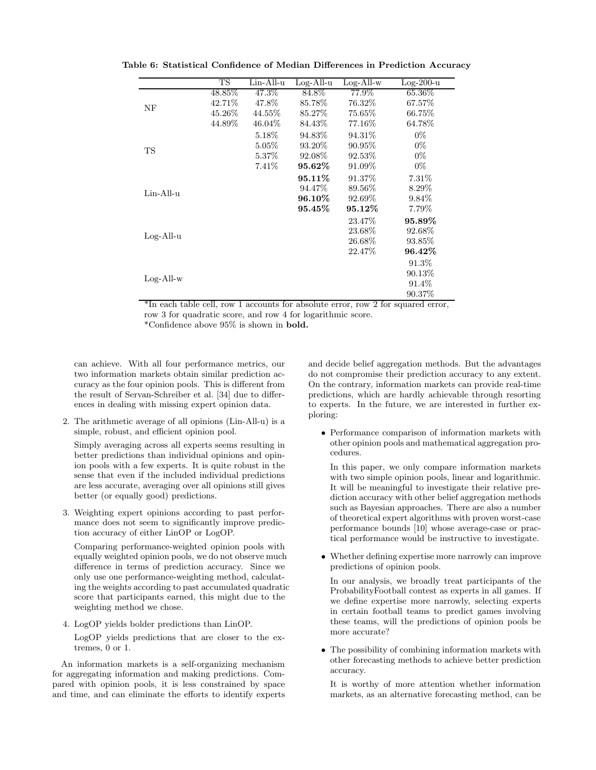**Table 6: Statistical Confidence of Median Differences in Prediction Accuracy**

| | TS | Lin-All-u | Log-All-u | Log-All-w | Log-200-u |
|---|---|---|---|---|---|
| NF | 48.85%<br>42.71%<br>45.26%<br>44.89% | 47.3%<br>47.8%<br>44.55%<br>46.04% | 84.8%<br>85.78%<br>85.27%<br>84.43% | 77.9%<br>76.32%<br>75.65%<br>77.16% | 65.36%<br>67.57%<br>66.75%<br>64.78% |
| TS | | 5.18%<br>5.05%<br>5.37%<br>7.41% | 94.83%<br>93.20%<br>92.08%<br>**95.62%** | 94.31%<br>90.95%<br>92.53%<br>91.09% | 0%<br>0%<br>0%<br>0% |
| Lin-All-u | | | **95.11%**<br>94.47%<br>**96.10%**<br>**95.45%** | 91.37%<br>89.56%<br>92.69%<br>**95.12%** | 7.31%<br>8.29%<br>9.84%<br>7.79% |
| Log-All-u | | | | 23.47%<br>23.68%<br>26.68%<br>22.47% | **95.89%**<br>92.68%<br>93.85%<br>**96.42%** |
| Log-All-w | | | | | 91.3%<br>90.13%<br>91.4%<br>90.37% |

*In each table cell, row 1 accounts for absolute error, row 2 for squared error, row 3 for quadratic score, and row 4 for logarithmic score.
*Confidence above 95% is shown in **bold.**

can achieve. With all four performance metrics, our two information markets obtain similar prediction accuracy as the four opinion pools. This is different from the result of Servan-Schreiber et al. [34] due to differences in dealing with missing expert opinion data.

2. The arithmetic average of all opinions (Lin-All-u) is a simple, robust, and efficient opinion pool.

   Simply averaging across all experts seems resulting in better predictions than individual opinions and opinion pools with a few experts. It is quite robust in the sense that even if the included individual predictions are less accurate, averaging over all opinions still gives better (or equally good) predictions.

3. Weighting expert opinions according to past performance does not seem to significantly improve prediction accuracy of either LinOP or LogOP.

   Comparing performance-weighted opinion pools with equally weighted opinion pools, we do not observe much difference in terms of prediction accuracy. Since we only use one performance-weighting method, calculating the weights according to past accumulated quadratic score that participants earned, this might due to the weighting method we chose.

4. LogOP yields bolder predictions than LinOP.

   LogOP yields predictions that are closer to the extremes, 0 or 1.

An information markets is a self-organizing mechanism for aggregating information and making predictions. Compared with opinion pools, it is less constrained by space and time, and can eliminate the efforts to identify experts and decide belief aggregation methods. But the advantages do not compromise their prediction accuracy to any extent. On the contrary, information markets can provide real-time predictions, which are hardly achievable through resorting to experts. In the future, we are interested in further exploring:

- Performance comparison of information markets with other opinion pools and mathematical aggregation procedures.

  In this paper, we only compare information markets with two simple opinion pools, linear and logarithmic. It will be meaningful to investigate their relative prediction accuracy with other belief aggregation methods such as Bayesian approaches. There are also a number of theoretical expert algorithms with proven worst-case performance bounds [10] whose average-case or practical performance would be instructive to investigate.

- Whether defining expertise more narrowly can improve predictions of opinion pools.

  In our analysis, we broadly treat participants of the ProbabilityFootball contest as experts in all games. If we define expertise more narrowly, selecting experts in certain football teams to predict games involving these teams, will the predictions of opinion pools be more accurate?

- The possibility of combining information markets with other forecasting methods to achieve better prediction accuracy.

  It is worthy of more attention whether information markets, as an alternative forecasting method, can be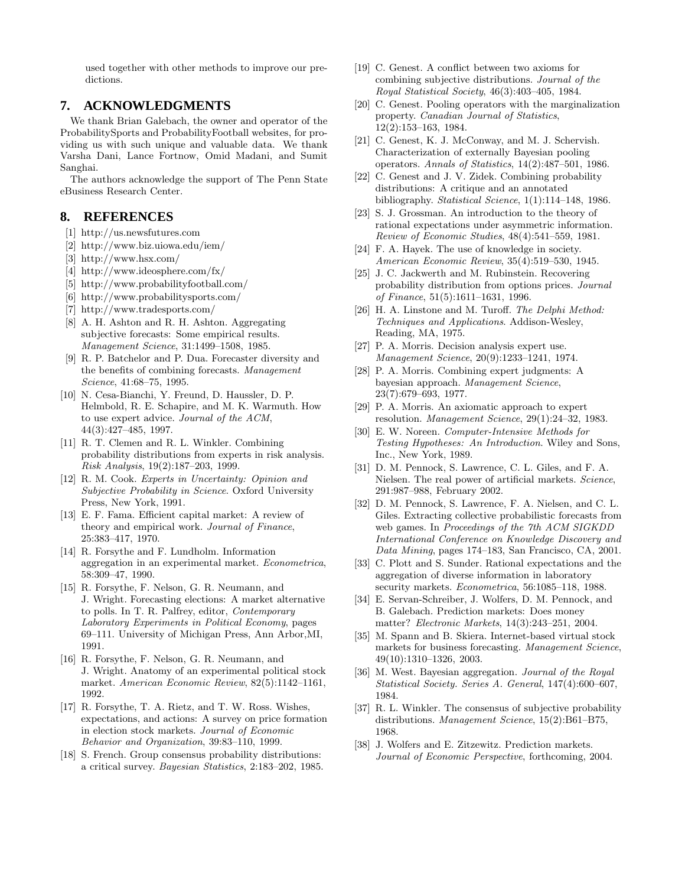used together with other methods to improve our predictions.

## 7. ACKNOWLEDGMENTS

We thank Brian Galebach, the owner and operator of the ProbabilitySports and ProbabilityFootball websites, for providing us with such unique and valuable data. We thank Varsha Dani, Lance Fortnow, Omid Madani, and Sumit Sanghai.

The authors acknowledge the support of The Penn State eBusiness Research Center.

## 8. REFERENCES

[1] http://us.newsfutures.com

[2] http://www.biz.uiowa.edu/iem/

[3] http://www.hsx.com/

[4] http://www.ideosphere.com/fx/

[5] http://www.probabilityfootball.com/

[6] http://www.probabilitysports.com/

[7] http://www.tradesports.com/

[8] A. H. Ashton and R. H. Ashton. Aggregating subjective forecasts: Some empirical results. *Management Science*, 31:1499–1508, 1985.

[9] R. P. Batchelor and P. Dua. Forecaster diversity and the benefits of combining forecasts. *Management Science*, 41:68–75, 1995.

[10] N. Cesa-Bianchi, Y. Freund, D. Haussler, D. P. Helmbold, R. E. Schapire, and M. K. Warmuth. How to use expert advice. *Journal of the ACM*, 44(3):427–485, 1997.

[11] R. T. Clemen and R. L. Winkler. Combining probability distributions from experts in risk analysis. *Risk Analysis*, 19(2):187–203, 1999.

[12] R. M. Cook. *Experts in Uncertainty: Opinion and Subjective Probability in Science*. Oxford University Press, New York, 1991.

[13] E. F. Fama. Efficient capital market: A review of theory and empirical work. *Journal of Finance*, 25:383–417, 1970.

[14] R. Forsythe and F. Lundholm. Information aggregation in an experimental market. *Econometrica*, 58:309–47, 1990.

[15] R. Forsythe, F. Nelson, G. R. Neumann, and J. Wright. Forecasting elections: A market alternative to polls. In T. R. Palfrey, editor, *Contemporary Laboratory Experiments in Political Economy*, pages 69–111. University of Michigan Press, Ann Arbor,MI, 1991.

[16] R. Forsythe, F. Nelson, G. R. Neumann, and J. Wright. Anatomy of an experimental political stock market. *American Economic Review*, 82(5):1142–1161, 1992.

[17] R. Forsythe, T. A. Rietz, and T. W. Ross. Wishes, expectations, and actions: A survey on price formation in election stock markets. *Journal of Economic Behavior and Organization*, 39:83–110, 1999.

[18] S. French. Group consensus probability distributions: a critical survey. *Bayesian Statistics*, 2:183–202, 1985.

[19] C. Genest. A conflict between two axioms for combining subjective distributions. *Journal of the Royal Statistical Society*, 46(3):403–405, 1984.

[20] C. Genest. Pooling operators with the marginalization property. *Canadian Journal of Statistics*, 12(2):153–163, 1984.

[21] C. Genest, K. J. McConway, and M. J. Schervish. Characterization of externally Bayesian pooling operators. *Annals of Statistics*, 14(2):487–501, 1986.

[22] C. Genest and J. V. Zidek. Combining probability distributions: A critique and an annotated bibliography. *Statistical Science*, 1(1):114–148, 1986.

[23] S. J. Grossman. An introduction to the theory of rational expectations under asymmetric information. *Review of Economic Studies*, 48(4):541–559, 1981.

[24] F. A. Hayek. The use of knowledge in society. *American Economic Review*, 35(4):519–530, 1945.

[25] J. C. Jackwerth and M. Rubinstein. Recovering probability distribution from options prices. *Journal of Finance*, 51(5):1611–1631, 1996.

[26] H. A. Linstone and M. Turoff. *The Delphi Method: Techniques and Applications*. Addison-Wesley, Reading, MA, 1975.

[27] P. A. Morris. Decision analysis expert use. *Management Science*, 20(9):1233–1241, 1974.

[28] P. A. Morris. Combining expert judgments: A bayesian approach. *Management Science*, 23(7):679–693, 1977.

[29] P. A. Morris. An axiomatic approach to expert resolution. *Management Science*, 29(1):24–32, 1983.

[30] E. W. Noreen. *Computer-Intensive Methods for Testing Hypotheses: An Introduction*. Wiley and Sons, Inc., New York, 1989.

[31] D. M. Pennock, S. Lawrence, C. L. Giles, and F. A. Nielsen. The real power of artificial markets. *Science*, 291:987–988, February 2002.

[32] D. M. Pennock, S. Lawrence, F. A. Nielsen, and C. L. Giles. Extracting collective probabilistic forecasts from web games. In *Proceedings of the 7th ACM SIGKDD International Conference on Knowledge Discovery and Data Mining*, pages 174–183, San Francisco, CA, 2001.

[33] C. Plott and S. Sunder. Rational expectations and the aggregation of diverse information in laboratory security markets. *Econometrica*, 56:1085–118, 1988.

[34] E. Servan-Schreiber, J. Wolfers, D. M. Pennock, and B. Galebach. Prediction markets: Does money matter? *Electronic Markets*, 14(3):243–251, 2004.

[35] M. Spann and B. Skiera. Internet-based virtual stock markets for business forecasting. *Management Science*, 49(10):1310–1326, 2003.

[36] M. West. Bayesian aggregation. *Journal of the Royal Statistical Society. Series A. General*, 147(4):600–607, 1984.

[37] R. L. Winkler. The consensus of subjective probability distributions. *Management Science*, 15(2):B61–B75, 1968.

[38] J. Wolfers and E. Zitzewitz. Prediction markets. *Journal of Economic Perspective*, forthcoming, 2004.